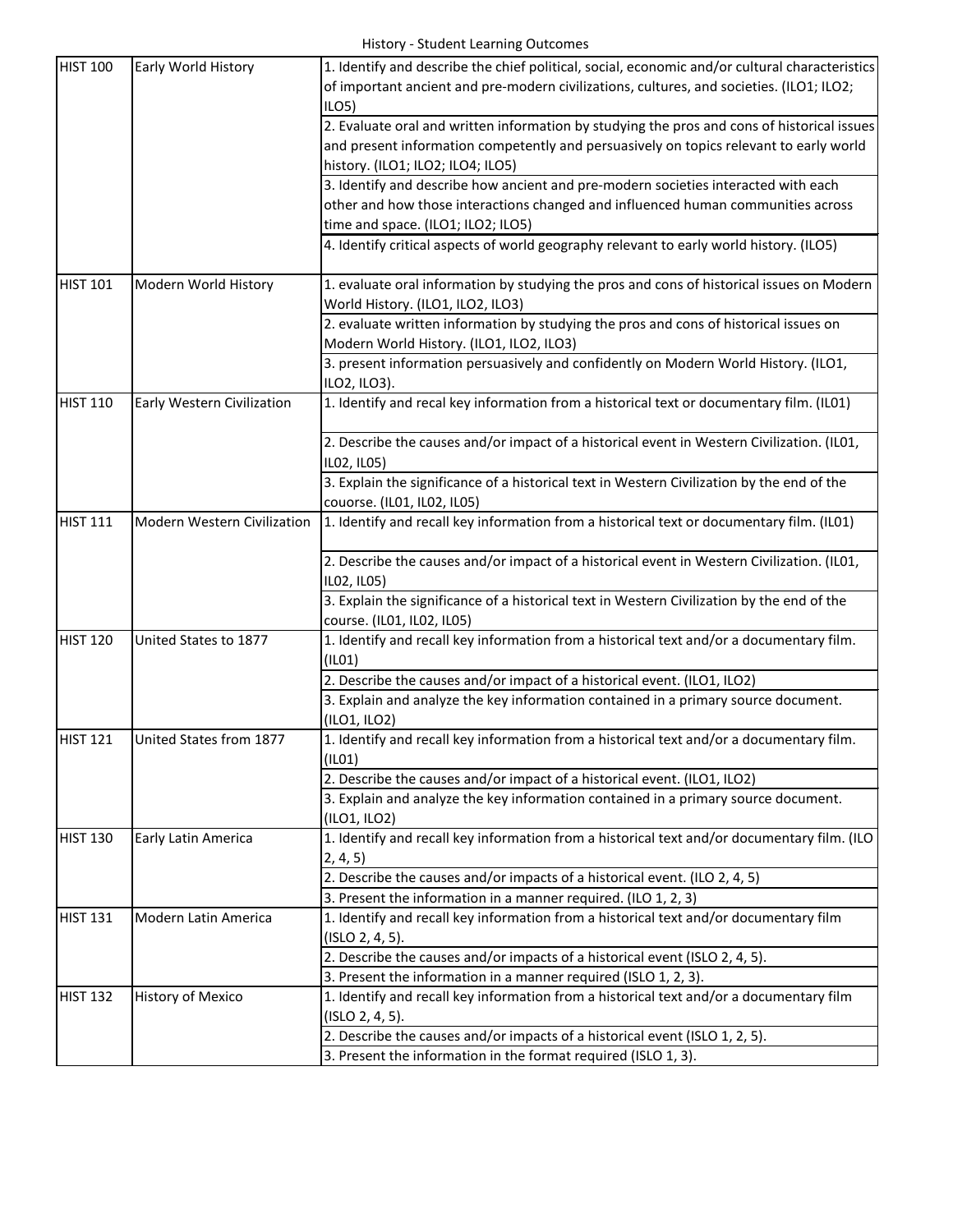# History - Student Learning Outcomes

| | | |
|---|---|---|
| HIST 100 | Early World History | 1. Identify and describe the chief political, social, economic and/or cultural characteristics of important ancient and pre-modern civilizations, cultures, and societies. (ILO1; ILO2; ILO5) |
| | | 2. Evaluate oral and written information by studying the pros and cons of historical issues and present information competently and persuasively on topics relevant to early world history. (ILO1; ILO2; ILO4; ILO5) |
| | | 3. Identify and describe how ancient and pre-modern societies interacted with each other and how those interactions changed and influenced human communities across time and space. (ILO1; ILO2; ILO5) |
| | | 4. Identify critical aspects of world geography relevant to early world history. (ILO5) |
| HIST 101 | Modern World History | 1. evaluate oral information by studying the pros and cons of historical issues on Modern World History. (ILO1, ILO2, ILO3) |
| | | 2. evaluate written information by studying the pros and cons of historical issues on Modern World History. (ILO1, ILO2, ILO3) |
| | | 3. present information persuasively and confidently on Modern World History. (ILO1, ILO2, ILO3). |
| HIST 110 | Early Western Civilization | 1. Identify and recal key information from a historical text or documentary film. (IL01) |
| | | 2. Describe the causes and/or impact of a historical event in Western Civilization. (IL01, IL02, IL05) |
| | | 3. Explain the significance of a historical text in Western Civilization by the end of the couorse. (IL01, IL02, IL05) |
| HIST 111 | Modern Western Civilization | 1. Identify and recall key information from a historical text or documentary film. (IL01) |
| | | 2. Describe the causes and/or impact of a historical event in Western Civilization. (IL01, IL02, IL05) |
| | | 3. Explain the significance of a historical text in Western Civilization by the end of the course. (IL01, IL02, IL05) |
| HIST 120 | United States to 1877 | 1. Identify and recall key information from a historical text and/or a documentary film. (IL01) |
| | | 2. Describe the causes and/or impact of a historical event. (ILO1, ILO2) |
| | | 3. Explain and analyze the key information contained in a primary source document. (ILO1, ILO2) |
| HIST 121 | United States from 1877 | 1. Identify and recall key information from a historical text and/or a documentary film. (IL01) |
| | | 2. Describe the causes and/or impact of a historical event. (ILO1, ILO2) |
| | | 3. Explain and analyze the key information contained in a primary source document. (ILO1, ILO2) |
| HIST 130 | Early Latin America | 1. Identify and recall key information from a historical text and/or documentary film. (ILO 2, 4, 5) |
| | | 2. Describe the causes and/or impacts of a historical event. (ILO 2, 4, 5) |
| | | 3. Present the information in a manner required. (ILO 1, 2, 3) |
| HIST 131 | Modern Latin America | 1. Identify and recall key information from a historical text and/or documentary film (ISLO 2, 4, 5). |
| | | 2. Describe the causes and/or impacts of a historical event (ISLO 2, 4, 5). |
| | | 3. Present the information in a manner required (ISLO 1, 2, 3). |
| HIST 132 | History of Mexico | 1. Identify and recall key information from a historical text and/or a documentary film (ISLO 2, 4, 5). |
| | | 2. Describe the causes and/or impacts of a historical event (ISLO 1, 2, 5). |
| | | 3. Present the information in the format required (ISLO 1, 3). |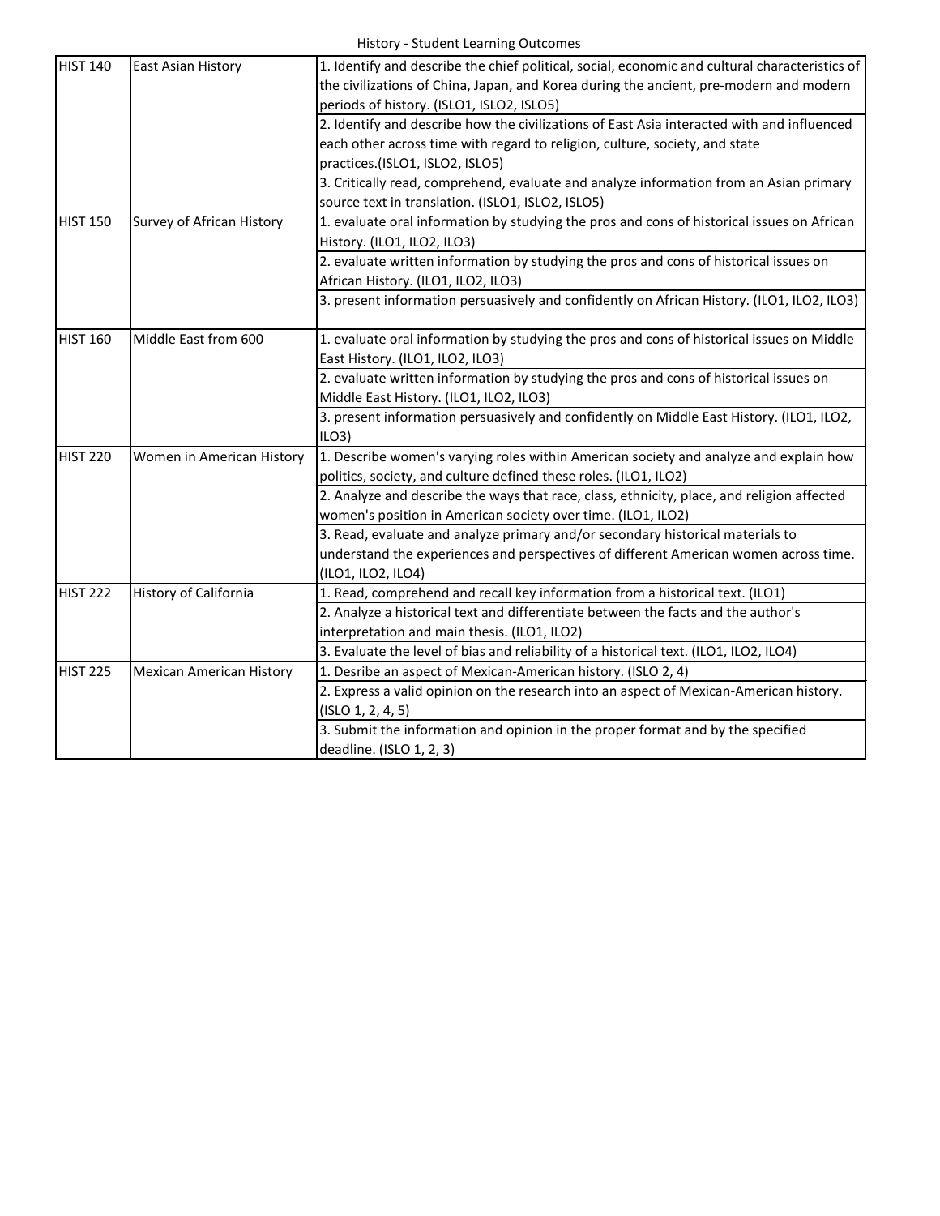| | | |
|---|---|---|
| HIST 140 | East Asian History | 1. Identify and describe the chief political, social, economic and cultural characteristics of the civilizations of China, Japan, and Korea during the ancient, pre-modern and modern periods of history. (ISLO1, ISLO2, ISLO5) |
| | | 2. Identify and describe how the civilizations of East Asia interacted with and influenced each other across time with regard to religion, culture, society, and state practices.(ISLO1, ISLO2, ISLO5) |
| | | 3. Critically read, comprehend, evaluate and analyze information from an Asian primary source text in translation. (ISLO1, ISLO2, ISLO5) |
| HIST 150 | Survey of African History | 1. evaluate oral information by studying the pros and cons of historical issues on African History. (ILO1, ILO2, ILO3) |
| | | 2. evaluate written information by studying the pros and cons of historical issues on African History. (ILO1, ILO2, ILO3) |
| | | 3. present information persuasively and confidently on African History. (ILO1, ILO2, ILO3) |
| HIST 160 | Middle East from 600 | 1. evaluate oral information by studying the pros and cons of historical issues on Middle East History. (ILO1, ILO2, ILO3) |
| | | 2. evaluate written information by studying the pros and cons of historical issues on Middle East History. (ILO1, ILO2, ILO3) |
| | | 3. present information persuasively and confidently on Middle East History. (ILO1, ILO2, ILO3) |
| HIST 220 | Women in American History | 1. Describe women's varying roles within American society and analyze and explain how politics, society, and culture defined these roles. (ILO1, ILO2) |
| | | 2. Analyze and describe the ways that race, class, ethnicity, place, and religion affected women's position in American society over time. (ILO1, ILO2) |
| | | 3. Read, evaluate and analyze primary and/or secondary historical materials to understand the experiences and perspectives of different American women across time. (ILO1, ILO2, ILO4) |
| HIST 222 | History of California | 1. Read, comprehend and recall key information from a historical text. (ILO1) |
| | | 2. Analyze a historical text and differentiate between the facts and the author's interpretation and main thesis. (ILO1, ILO2) |
| | | 3. Evaluate the level of bias and reliability of a historical text. (ILO1, ILO2, ILO4) |
| HIST 225 | Mexican American History | 1. Desribe an aspect of Mexican-American history. (ISLO 2, 4) |
| | | 2. Express a valid opinion on the research into an aspect of Mexican-American history. (ISLO 1, 2, 4, 5) |
| | | 3. Submit the information and opinion in the proper format and by the specified deadline. (ISLO 1, 2, 3) |